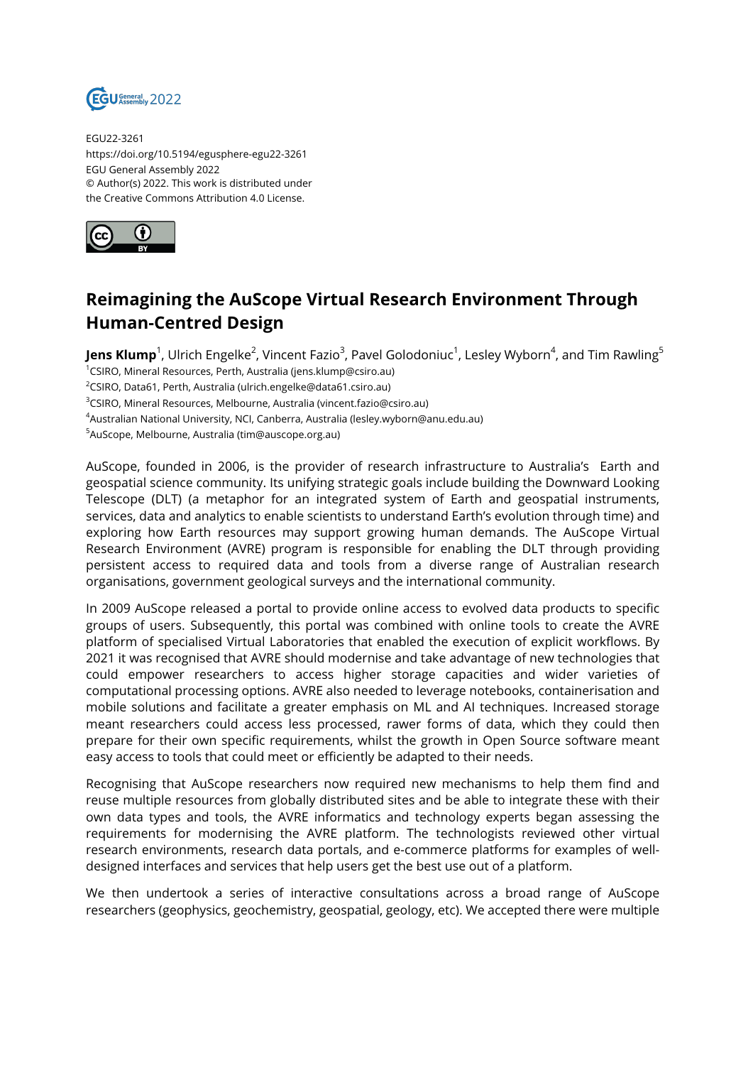EGU22-3261
https://doi.org/10.5194/egusphere-egu22-3261
EGU General Assembly 2022
© Author(s) 2022. This work is distributed under
the Creative Commons Attribution 4.0 License.

# Reimagining the AuScope Virtual Research Environment Through Human-Centred Design

**Jens Klump**[1], Ulrich Engelke[2], Vincent Fazio[3], Pavel Golodoniuc[1], Lesley Wyborn[4], and Tim Rawling[5]

[1]CSIRO, Mineral Resources, Perth, Australia (jens.klump@csiro.au)
[2]CSIRO, Data61, Perth, Australia (ulrich.engelke@data61.csiro.au)
[3]CSIRO, Mineral Resources, Melbourne, Australia (vincent.fazio@csiro.au)
[4]Australian National University, NCI, Canberra, Australia (lesley.wyborn@anu.edu.au)
[5]AuScope, Melbourne, Australia (tim@auscope.org.au)

AuScope, founded in 2006, is the provider of research infrastructure to Australia's Earth and geospatial science community. Its unifying strategic goals include building the Downward Looking Telescope (DLT) (a metaphor for an integrated system of Earth and geospatial instruments, services, data and analytics to enable scientists to understand Earth's evolution through time) and exploring how Earth resources may support growing human demands. The AuScope Virtual Research Environment (AVRE) program is responsible for enabling the DLT through providing persistent access to required data and tools from a diverse range of Australian research organisations, government geological surveys and the international community.

In 2009 AuScope released a portal to provide online access to evolved data products to specific groups of users. Subsequently, this portal was combined with online tools to create the AVRE platform of specialised Virtual Laboratories that enabled the execution of explicit workflows. By 2021 it was recognised that AVRE should modernise and take advantage of new technologies that could empower researchers to access higher storage capacities and wider varieties of computational processing options. AVRE also needed to leverage notebooks, containerisation and mobile solutions and facilitate a greater emphasis on ML and AI techniques. Increased storage meant researchers could access less processed, rawer forms of data, which they could then prepare for their own specific requirements, whilst the growth in Open Source software meant easy access to tools that could meet or efficiently be adapted to their needs.

Recognising that AuScope researchers now required new mechanisms to help them find and reuse multiple resources from globally distributed sites and be able to integrate these with their own data types and tools, the AVRE informatics and technology experts began assessing the requirements for modernising the AVRE platform. The technologists reviewed other virtual research environments, research data portals, and e-commerce platforms for examples of well-designed interfaces and services that help users get the best use out of a platform.

We then undertook a series of interactive consultations across a broad range of AuScope researchers (geophysics, geochemistry, geospatial, geology, etc). We accepted there were multiple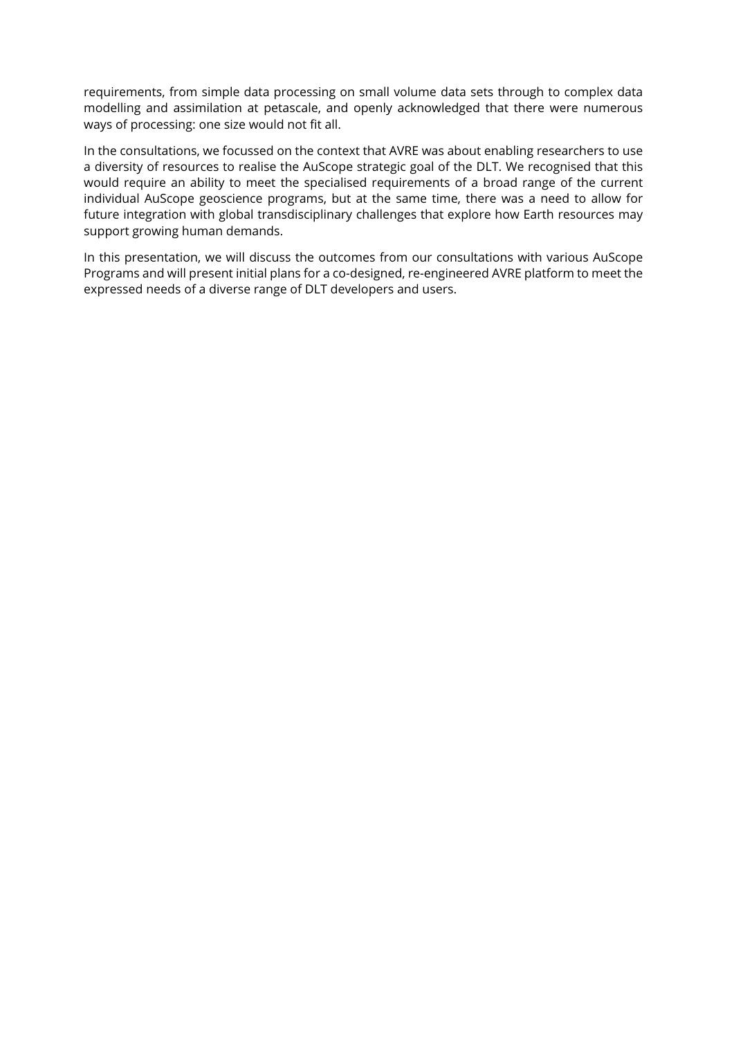requirements, from simple data processing on small volume data sets through to complex data modelling and assimilation at petascale, and openly acknowledged that there were numerous ways of processing: one size would not fit all.

In the consultations, we focussed on the context that AVRE was about enabling researchers to use a diversity of resources to realise the AuScope strategic goal of the DLT. We recognised that this would require an ability to meet the specialised requirements of a broad range of the current individual AuScope geoscience programs, but at the same time, there was a need to allow for future integration with global transdisciplinary challenges that explore how Earth resources may support growing human demands.

In this presentation, we will discuss the outcomes from our consultations with various AuScope Programs and will present initial plans for a co-designed, re-engineered AVRE platform to meet the expressed needs of a diverse range of DLT developers and users.